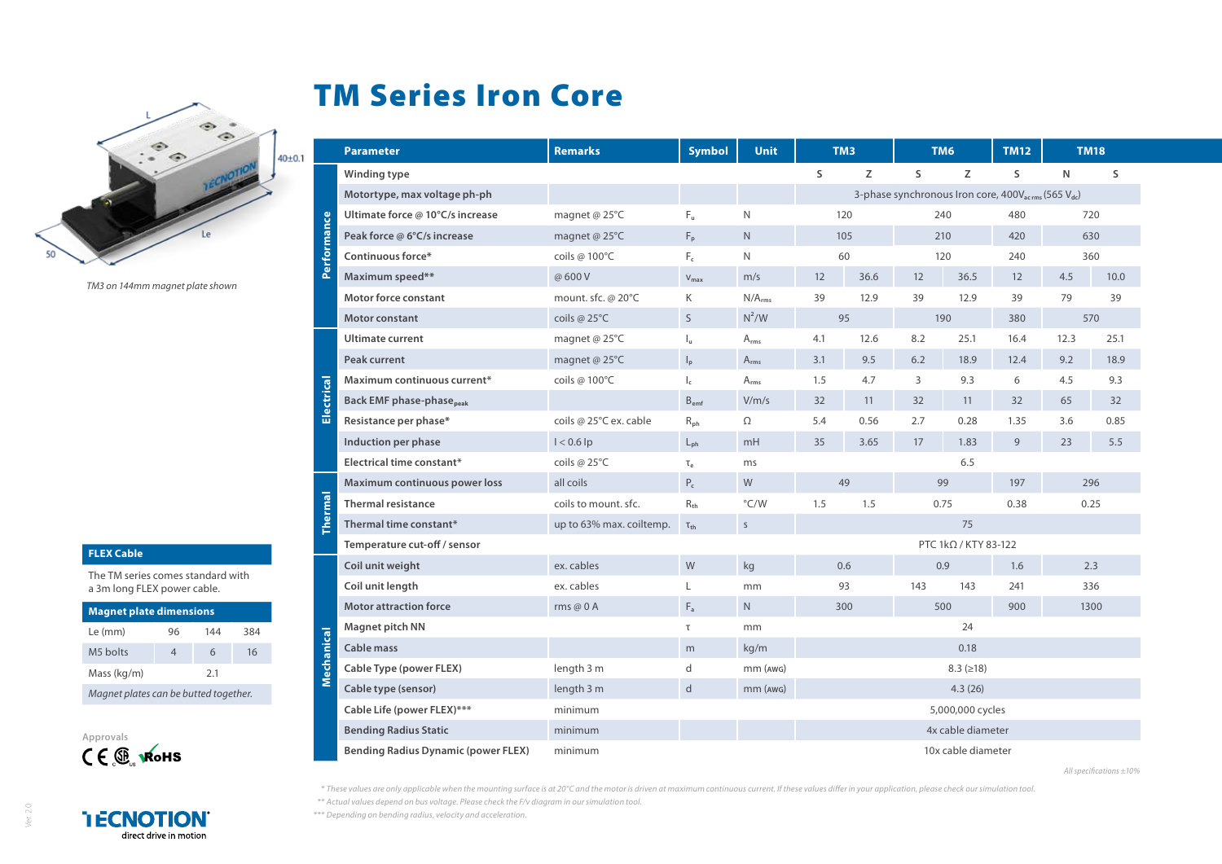# TM Series Iron Core

TM3 on 144mm magnet plate shown

| | Parameter | Remarks | Symbol | Unit | TM3 | | TM6 | | TM12 | TM18 | |
|---|---|---|---|---|---|---|---|---|---|---|---|
| **Performance** | Winding type | | | | S | Z | S | Z | S | N | S |
| | Motortype, max voltage ph-ph | | | | 3-phase synchronous Iron core, 400$V_{ac\,rms}$ (565 $V_{dc}$) | | | | | | |
| | Ultimate force @ 10°C/s increase | magnet @ 25°C | $F_u$ | N | 120 | | 240 | | 480 | 720 | |
| | Peak force @ 6°C/s increase | magnet @ 25°C | $F_p$ | N | 105 | | 210 | | 420 | 630 | |
| | Continuous force* | coils @ 100°C | $F_c$ | N | 60 | | 120 | | 240 | 360 | |
| | Maximum speed** | @ 600 V | $v_{max}$ | m/s | 12 | 36.6 | 12 | 36.5 | 12 | 4.5 | 10.0 |
| | Motor force constant | mount. sfc. @ 20°C | K | N/$A_{rms}$ | 39 | 12.9 | 39 | 12.9 | 39 | 79 | 39 |
| | Motor constant | coils @ 25°C | S | $N^2$/W | 95 | | 190 | | 380 | 570 | |
| **Electrical** | Ultimate current | magnet @ 25°C | $I_u$ | $A_{rms}$ | 4.1 | 12.6 | 8.2 | 25.1 | 16.4 | 12.3 | 25.1 |
| | Peak current | magnet @ 25°C | $I_p$ | $A_{rms}$ | 3.1 | 9.5 | 6.2 | 18.9 | 12.4 | 9.2 | 18.9 |
| | Maximum continuous current* | coils @ 100°C | $I_c$ | $A_{rms}$ | 1.5 | 4.7 | 3 | 9.3 | 6 | 4.5 | 9.3 |
| | Back EMF phase-phase$_{peak}$ | | $B_{emf}$ | V/m/s | 32 | 11 | 32 | 11 | 32 | 65 | 32 |
| | Resistance per phase* | coils @ 25°C ex. cable | $R_{ph}$ | Ω | 5.4 | 0.56 | 2.7 | 0.28 | 1.35 | 3.6 | 0.85 |
| | Induction per phase | I < 0.6 Ip | $L_{ph}$ | mH | 35 | 3.65 | 17 | 1.83 | 9 | 23 | 5.5 |
| | Electrical time constant* | coils @ 25°C | $\tau_e$ | ms | 6.5 | | | | | | |
| **Thermal** | Maximum continuous power loss | all coils | $P_c$ | W | 49 | | 99 | | 197 | 296 | |
| | Thermal resistance | coils to mount. sfc. | $R_{th}$ | °C/W | 1.5 | 1.5 | 0.75 | | 0.38 | 0.25 | |
| | Thermal time constant* | up to 63% max. coiltemp. | $\tau_{th}$ | s | 75 | | | | | | |
| | Temperature cut-off / sensor | | | | PTC 1kΩ / KTY 83-122 | | | | | | |
| **Mechanical** | Coil unit weight | ex. cables | W | kg | 0.6 | | 0.9 | | 1.6 | 2.3 | |
| | Coil unit length | ex. cables | L | mm | 93 | | 143 | 143 | 241 | 336 | |
| | Motor attraction force | rms @ 0 A | $F_a$ | N | 300 | | 500 | | 900 | 1300 | |
| | Magnet pitch NN | | τ | mm | 24 | | | | | | |
| | Cable mass | | m | kg/m | 0.18 | | | | | | |
| | Cable Type (power FLEX) | length 3 m | d | mm (AWG) | 8.3 (≥18) | | | | | | |
| | Cable type (sensor) | length 3 m | d | mm (AWG) | 4.3 (26) | | | | | | |
| | Cable Life (power FLEX)*** | minimum | | | 5,000,000 cycles | | | | | | |
| | Bending Radius Static | minimum | | | 4x cable diameter | | | | | | |
| | Bending Radius Dynamic (power FLEX) | minimum | | | 10x cable diameter | | | | | | |

*All specifications ±10%*

## FLEX Cable

The TM series comes standard with a 3m long FLEX power cable.

## Magnet plate dimensions

| Le (mm) | 96 | 144 | 384 |
|---|---|---|---|
| M5 bolts | 4 | 6 | 16 |
| Mass (kg/m) | 2.1 | | |

*Magnet plates can be butted together.*

Approvals

*\* These values are only applicable when the mounting surface is at 20°C and the motor is driven at maximum continuous current. If these values differ in your application, please check our simulation tool.*

*\*\* Actual values depend on bus voltage. Please check the F/v diagram in our simulation tool.*

*\*\*\* Depending on bending radius, velocity and acceleration.*

TECNOTION direct drive in motion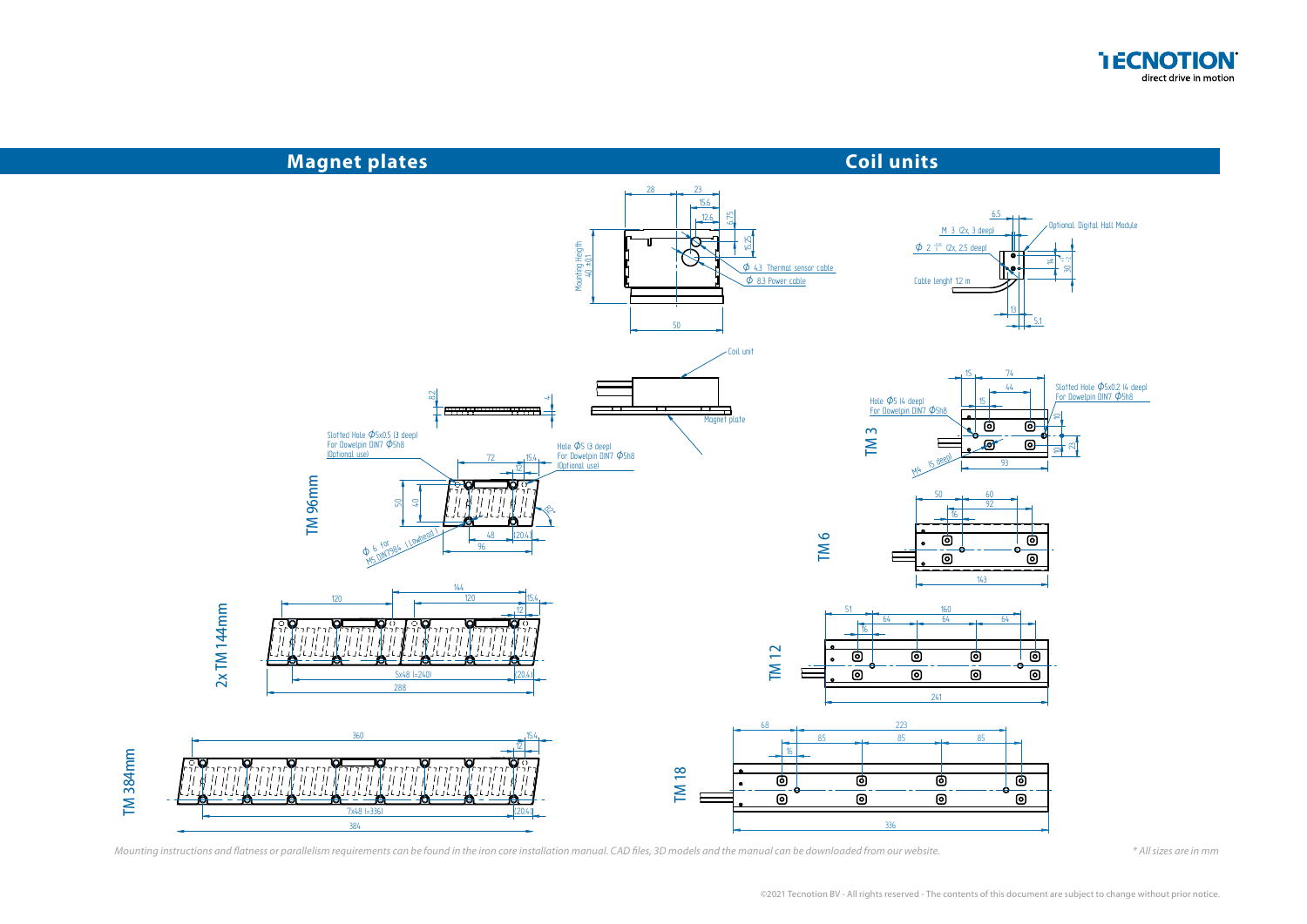## Magnet plates

## Coil units

Mounting Heigth 40 ±0.1

28
23
15.6
12.6
6.75
15.25
Φ 4.3 Thermal sensor cable
Φ 8.3 Power cable
50

Coil unit
Magnet plate

8.2
4

Slotted Hole Φ5x0.5 (3 deep)
For Dowelpin DIN7 Φ5h8
(Optional use)

Hole Φ5 (3 deep)
For Dowelpin DIN7 Φ5h8
(Optional use)

Φ 6 for M5 DIN7984 (Lowhead)

TM 96mm
72
15.4
12
50
40
48
(20.4)
96
102°

2x TM 144mm
144
120
120
15.4
12
5x48 (=240)
(20.4)
288

TM 384mm
360
15.4
12
7x48 (=336)
(20.4)
384

6.5
M 3 (2x, 3 deep)
Φ 2 +0.1 (2x, 2.5 deep)
Optional Digital Hall Module
Cable lenght 1.2 m
14
30 ±0.1
13
5.1

Hole Φ5 (4 deep)
For Dowelpin DIN7 Φ5h8
Slotted Hole Φ5x0.2 (4 deep)
For Dowelpin DIN7 Φ5h8

TM 3
15
74
44
15
10
23
10
M4 (5 deep)
93

TM 6
50
60
92
16
143

TM 12
51
160
64
64
64
16
241

TM 18
68
223
85
85
85
16
336

*Mounting instructions and flatness or parallelism requirements can be found in the iron core installation manual. CAD files, 3D models and the manual can be downloaded from our website.*

*\* All sizes are in mm*

©2021 Tecnotion BV - All rights reserved - The contents of this document are subject to change without prior notice.